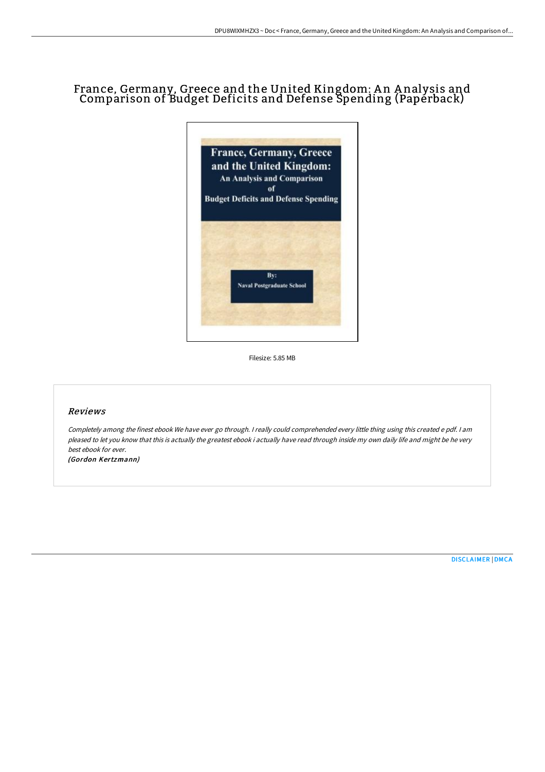# France, Germany, Greece and the United Kingdom: An Analysis and Comparison of Budget Deficits and Defense Spending (Paperback)

Filesize: 5.85 MB

## *Reviews*

*Completely among the finest ebook We have ever go through. I really could comprehended every little thing using this created e pdf. I am pleased to let you know that this is actually the greatest ebook i actually have read through inside my own daily life and might be he very best ebook for ever.*

***(Gordon Kertzmann)***

[DISCLAIMER](#) | [DMCA](#)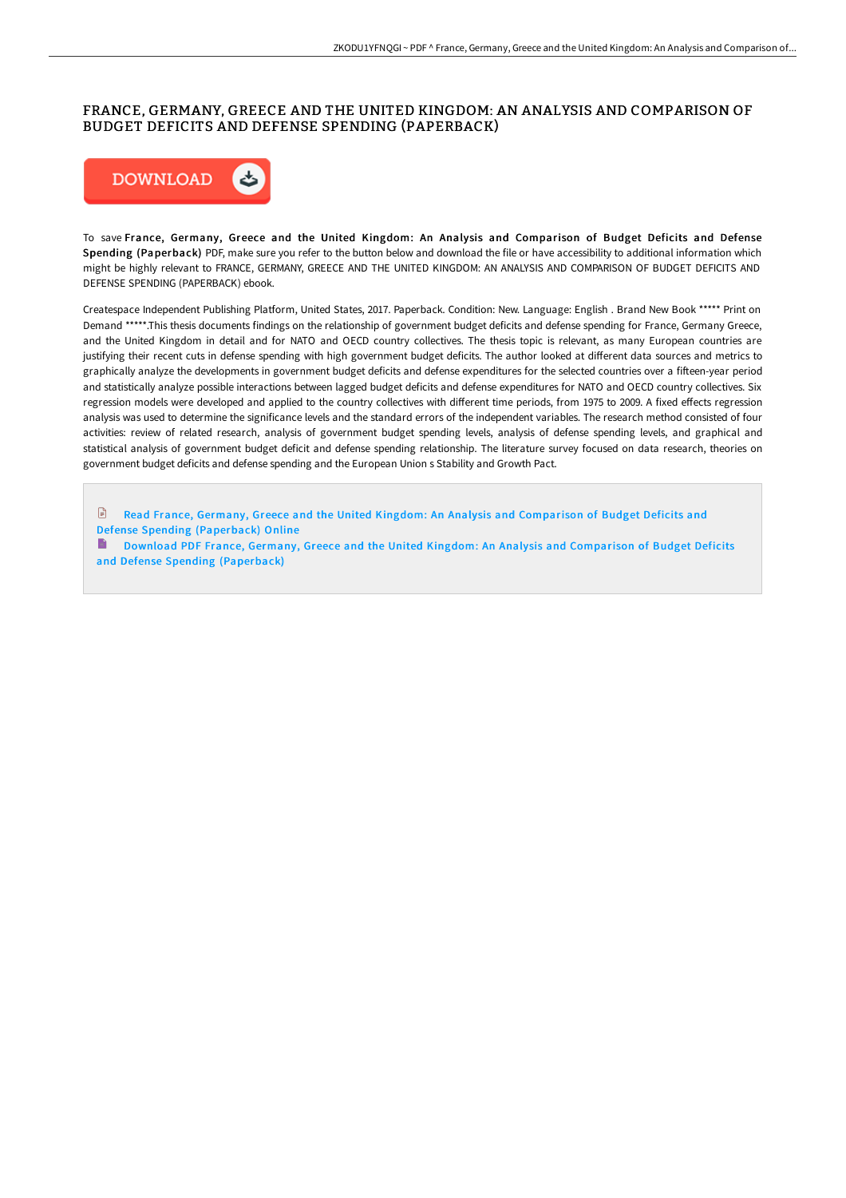# FRANCE, GERMANY, GREECE AND THE UNITED KINGDOM: AN ANALYSIS AND COMPARISON OF BUDGET DEFICITS AND DEFENSE SPENDING (PAPERBACK)

DOWNLOAD

To save **France, Germany, Greece and the United Kingdom: An Analysis and Comparison of Budget Deficits and Defense Spending (Paperback)** PDF, make sure you refer to the button below and download the file or have accessibility to additional information which might be highly relevant to FRANCE, GERMANY, GREECE AND THE UNITED KINGDOM: AN ANALYSIS AND COMPARISON OF BUDGET DEFICITS AND DEFENSE SPENDING (PAPERBACK) ebook.

Createspace Independent Publishing Platform, United States, 2017. Paperback. Condition: New. Language: English . Brand New Book ***** Print on Demand *****.This thesis documents findings on the relationship of government budget deficits and defense spending for France, Germany Greece, and the United Kingdom in detail and for NATO and OECD country collectives. The thesis topic is relevant, as many European countries are justifying their recent cuts in defense spending with high government budget deficits. The author looked at different data sources and metrics to graphically analyze the developments in government budget deficits and defense expenditures for the selected countries over a fifteen-year period and statistically analyze possible interactions between lagged budget deficits and defense expenditures for NATO and OECD country collectives. Six regression models were developed and applied to the country collectives with different time periods, from 1975 to 2009. A fixed effects regression analysis was used to determine the significance levels and the standard errors of the independent variables. The research method consisted of four activities: review of related research, analysis of government budget spending levels, analysis of defense spending levels, and graphical and statistical analysis of government budget deficit and defense spending relationship. The literature survey focused on data research, theories on government budget deficits and defense spending and the European Union s Stability and Growth Pact.

Read France, Germany, Greece and the United Kingdom: An Analysis and Comparison of Budget Deficits and Defense Spending (Paperback) Online

Download PDF France, Germany, Greece and the United Kingdom: An Analysis and Comparison of Budget Deficits and Defense Spending (Paperback)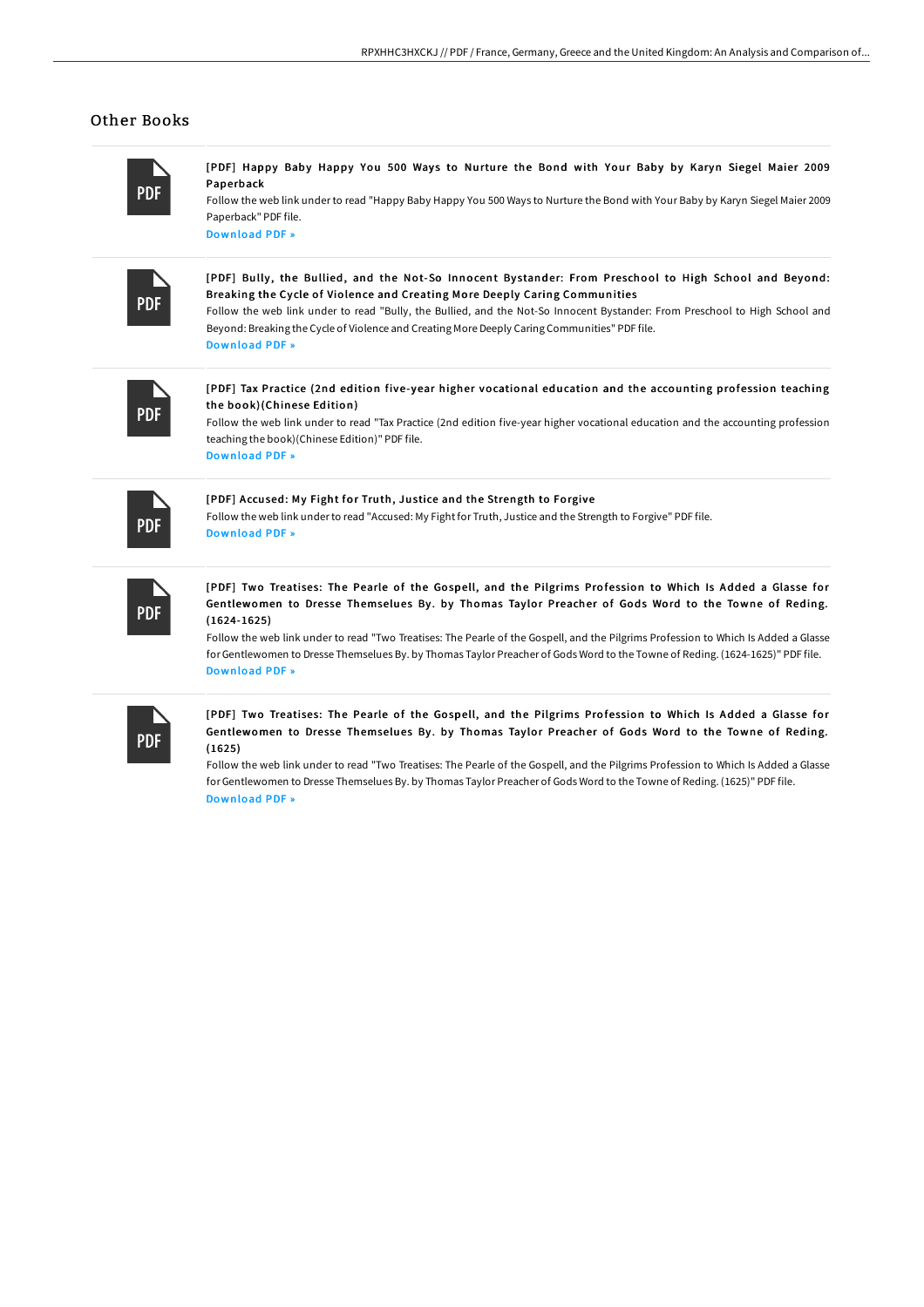## Other Books

[PDF] Happy Baby Happy You 500 Ways to Nurture the Bond with Your Baby by Karyn Siegel Maier 2009 Paperback

Follow the web link under to read "Happy Baby Happy You 500 Ways to Nurture the Bond with Your Baby by Karyn Siegel Maier 2009 Paperback" PDF file.

Download PDF »

[PDF] Bully, the Bullied, and the Not-So Innocent Bystander: From Preschool to High School and Beyond: Breaking the Cycle of Violence and Creating More Deeply Caring Communities

Follow the web link under to read "Bully, the Bullied, and the Not-So Innocent Bystander: From Preschool to High School and Beyond: Breaking the Cycle of Violence and Creating More Deeply Caring Communities" PDF file.

Download PDF »

[PDF] Tax Practice (2nd edition five-year higher vocational education and the accounting profession teaching the book)(Chinese Edition)

Follow the web link under to read "Tax Practice (2nd edition five-year higher vocational education and the accounting profession teaching the book)(Chinese Edition)" PDF file.

Download PDF »

[PDF] Accused: My Fight for Truth, Justice and the Strength to Forgive

Follow the web link under to read "Accused: My Fight for Truth, Justice and the Strength to Forgive" PDF file.

Download PDF »

[PDF] Two Treatises: The Pearle of the Gospell, and the Pilgrims Profession to Which Is Added a Glasse for Gentlewomen to Dresse Themselues By. by Thomas Taylor Preacher of Gods Word to the Towne of Reding. (1624-1625)

Follow the web link under to read "Two Treatises: The Pearle of the Gospell, and the Pilgrims Profession to Which Is Added a Glasse for Gentlewomen to Dresse Themselues By. by Thomas Taylor Preacher of Gods Word to the Towne of Reding. (1624-1625)" PDF file.

Download PDF »

[PDF] Two Treatises: The Pearle of the Gospell, and the Pilgrims Profession to Which Is Added a Glasse for Gentlewomen to Dresse Themselues By. by Thomas Taylor Preacher of Gods Word to the Towne of Reding. (1625)

Follow the web link under to read "Two Treatises: The Pearle of the Gospell, and the Pilgrims Profession to Which Is Added a Glasse for Gentlewomen to Dresse Themselues By. by Thomas Taylor Preacher of Gods Word to the Towne of Reding. (1625)" PDF file.

Download PDF »